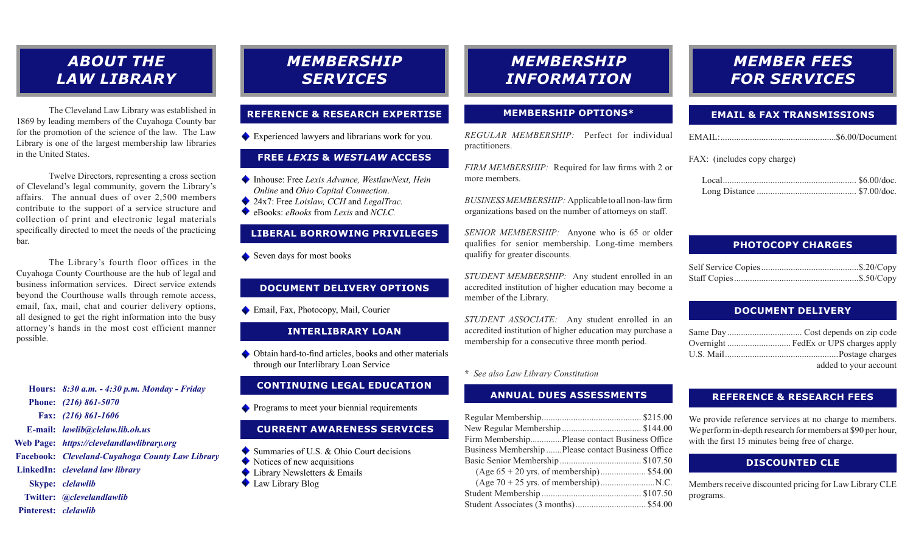# ABOUT THE LAW LIBRARY

The Cleveland Law Library was established in 1869 by leading members of the Cuyahoga County bar for the promotion of the science of the law. The Law Library is one of the largest membership law libraries in the United States.

Twelve Directors, representing a cross section of Cleveland's legal community, govern the Library's affairs. The annual dues of over 2,500 members contribute to the support of a service structure and collection of print and electronic legal materials specifically directed to meet the needs of the practicing bar.

The Library's fourth floor offices in the Cuyahoga County Courthouse are the hub of legal and business information services. Direct service extends beyond the Courthouse walls through remote access, email, fax, mail, chat and courier delivery options, all designed to get the right information into the busy attorney's hands in the most cost efficient manner possible.

**Hours:** *8:30 a.m. - 4:30 p.m. Monday - Friday*
**Phone:** *(216) 861-5070*
**Fax:** *(216) 861-1606*
**E-mail:** *lawlib@clelaw.lib.oh.us*
**Web Page:** *https://clevelandlawlibrary.org*
**Facebook:** *Cleveland-Cuyahoga County Law Library*
**LinkedIn:** *cleveland law library*
**Skype:** *clelawlib*
**Twitter:** *@clevelandlawlib*
**Pinterest:** *clelawlib*

# MEMBERSHIP SERVICES

## REFERENCE & RESEARCH EXPERTISE

- Experienced lawyers and librarians work for you.

## FREE *LEXIS* & *WESTLAW* ACCESS

- Inhouse: Free *Lexis Advance, WestlawNext, Hein Online* and *Ohio Capital Connection*.
- 24x7: Free *Loislaw, CCH* and *LegalTrac*.
- eBooks: *eBooks* from *Lexis* and *NCLC*.

## LIBERAL BORROWING PRIVILEGES

- Seven days for most books

## DOCUMENT DELIVERY OPTIONS

- Email, Fax, Photocopy, Mail, Courier

## INTERLIBRARY LOAN

- Obtain hard-to-find articles, books and other materials through our Interlibrary Loan Service

## CONTINUING LEGAL EDUCATION

- Programs to meet your biennial requirements

## CURRENT AWARENESS SERVICES

- Summaries of U.S. & Ohio Court decisions
- Notices of new acquisitions
- Library Newsletters & Emails
- Law Library Blog

# MEMBERSHIP INFORMATION

## MEMBERSHIP OPTIONS*

*REGULAR MEMBERSHIP:* Perfect for individual practitioners.

*FIRM MEMBERSHIP:* Required for law firms with 2 or more members.

*BUSINESS MEMBERSHIP:* Applicable to all non-law firm organizations based on the number of attorneys on staff.

*SENIOR MEMBERSHIP:* Anyone who is 65 or older qualifies for senior membership. Long-time members qualifiy for greater discounts.

*STUDENT MEMBERSHIP:* Any student enrolled in an accredited institution of higher education may become a member of the Library.

*STUDENT ASSOCIATE:* Any student enrolled in an accredited institution of higher education may purchase a membership for a consecutive three month period.

* *See also Law Library Constitution*

## ANNUAL DUES ASSESSMENTS

| Membership | Dues |
|---|---|
| Regular Membership | $215.00 |
| New Regular Membership | $144.00 |
| Firm Membership | Please contact Business Office |
| Business Membership | Please contact Business Office |
| Basic Senior Membership | $107.50 |
| (Age 65 + 20 yrs. of membership) | $54.00 |
| (Age 70 + 25 yrs. of membership) | N.C. |
| Student Membership | $107.50 |
| Student Associates (3 months) | $54.00 |

# MEMBER FEES FOR SERVICES

## EMAIL & FAX TRANSMISSIONS

EMAIL: $6.00/Document

FAX: (includes copy charge)

| | |
|---|---|
| Local | $6.00/doc. |
| Long Distance | $7.00/doc. |

## PHOTOCOPY CHARGES

| | |
|---|---|
| Self Service Copies | $.20/Copy |
| Staff Copies | $.50/Copy |

## DOCUMENT DELIVERY

| | |
|---|---|
| Same Day | Cost depends on zip code |
| Overnight | FedEx or UPS charges apply |
| U.S. Mail | Postage charges added to your account |

## REFERENCE & RESEARCH FEES

We provide reference services at no charge to members. We perform in-depth research for members at $90 per hour, with the first 15 minutes being free of charge.

## DISCOUNTED CLE

Members receive discounted pricing for Law Library CLE programs.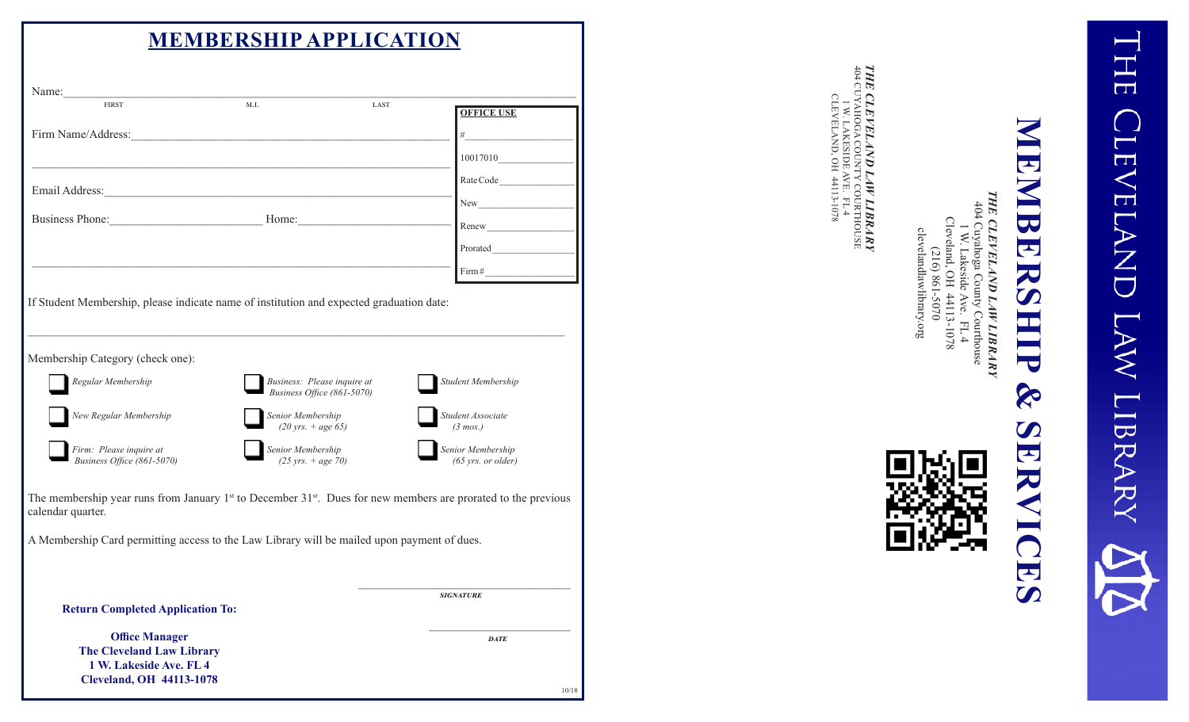# MEMBERSHIP APPLICATION

Name: ______________________________________________
FIRST M.I. LAST

Firm Name/Address: ______________________________________________

______________________________________________

Email Address: ______________________________________________

Business Phone: ____________________ Home: ____________________

______________________________________________

**OFFICE USE**

#__________

10017010__________

Rate Code__________

New__________

Renew__________

Prorated__________

Firm#__________

If Student Membership, please indicate name of institution and expected graduation date:

______________________________________________

Membership Category (check one):

- ☐ *Regular Membership*
- ☐ *Business: Please inquire at Business Office (861-5070)*
- ☐ *Student Membership*
- ☐ *New Regular Membership*
- ☐ *Senior Membership (20 yrs. + age 65)*
- ☐ *Student Associate (3 mos.)*
- ☐ *Firm: Please inquire at Business Office (861-5070)*
- ☐ *Senior Membership (25 yrs. + age 70)*
- ☐ *Senior Membership (65 yrs. or older)*

The membership year runs from January 1st to December 31st. Dues for new members are prorated to the previous calendar quarter.

A Membership Card permitting access to the Law Library will be mailed upon payment of dues.

______________________________
***SIGNATURE***

______________________________
***DATE***

**Return Completed Application To:**

**Office Manager**
**The Cleveland Law Library**
**1 W. Lakeside Ave. FL 4**
**Cleveland, OH 44113-1078**

10/18

***THE CLEVELAND LAW LIBRARY***
404 CUYAHOGA COUNTY COURTHOUSE
1 W. LAKESIDE AVE. FL 4
CLEVELAND, OH 44113-1078

# MEMBERSHIP & SERVICES

***THE CLEVELAND LAW LIBRARY***
404 Cuyahoga County Courthouse
1 W. Lakeside Ave. FL 4
Cleveland, OH 44113-1078
(216) 861-5070
clevelandlawlibrary.org

# THE CLEVELAND LAW LIBRARY